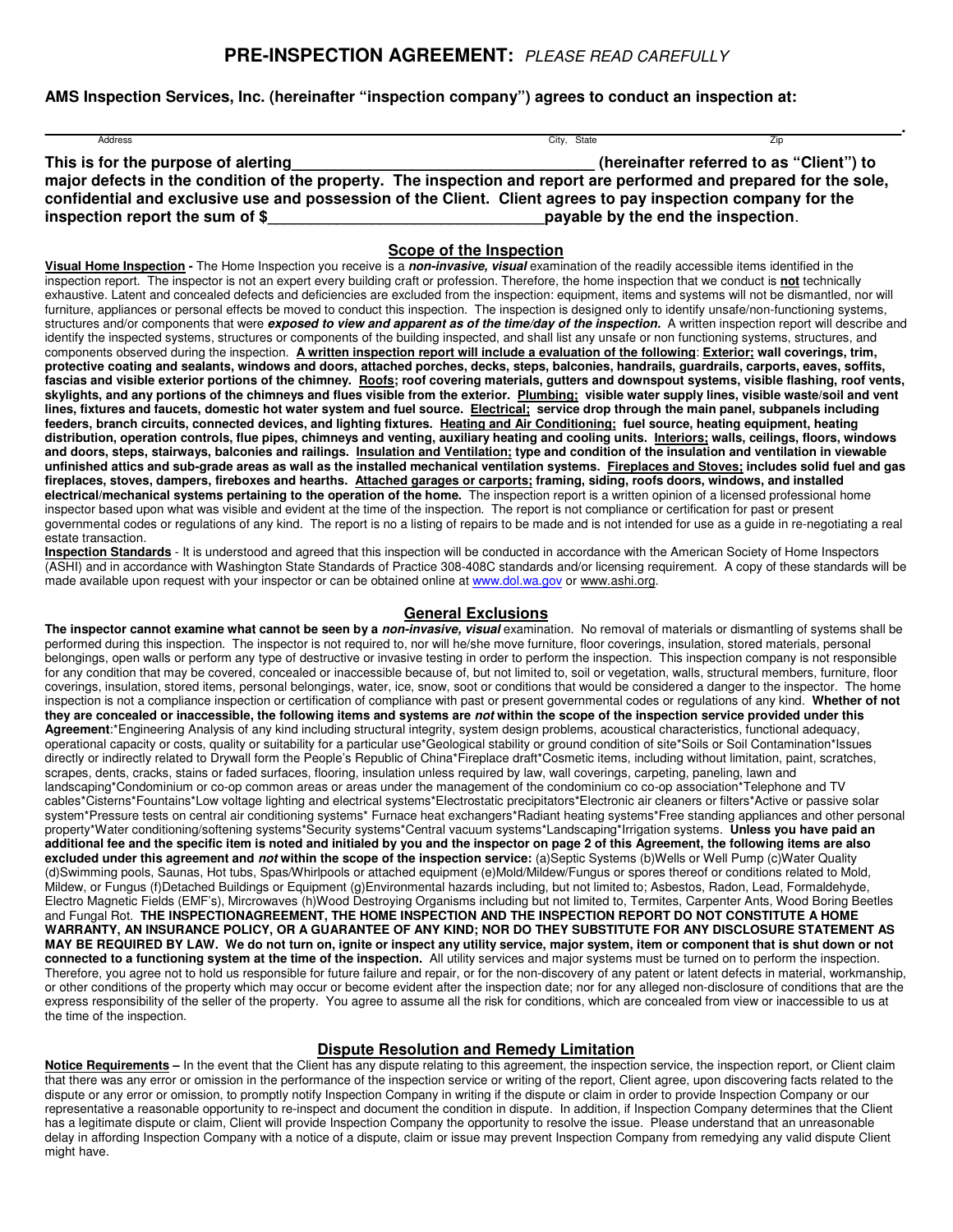# PRE-INSPECTION AGREEMENT: *PLEASE READ CAREFULLY*

**AMS Inspection Services, Inc. (hereinafter "inspection company") agrees to conduct an inspection at:**

______________________________________________________________________________.
Address                                                                                    City, State                                        Zip

**This is for the purpose of alerting___________________________________ (hereinafter referred to as "Client") to major defects in the condition of the property. The inspection and report are performed and prepared for the sole, confidential and exclusive use and possession of the Client. Client agrees to pay inspection company for the inspection report the sum of $________________________________payable by the end the inspection**.

## Scope of the Inspection

**Visual Home Inspection -** The Home Inspection you receive is a ***non-invasive, visual*** examination of the readily accessible items identified in the inspection report. The inspector is not an expert every building craft or profession. Therefore, the home inspection that we conduct is **not** technically exhaustive. Latent and concealed defects and deficiencies are excluded from the inspection: equipment, items and systems will not be dismantled, nor will furniture, appliances or personal effects be moved to conduct this inspection. The inspection is designed only to identify unsafe/non-functioning systems, structures and/or components that were ***exposed to view and apparent as of the time/day of the inspection.*** A written inspection report will describe and identify the inspected systems, structures or components of the building inspected, and shall list any unsafe or non functioning systems, structures, and components observed during the inspection. **A written inspection report will include a evaluation of the following**: **Exterior; wall coverings, trim, protective coating and sealants, windows and doors, attached porches, decks, steps, balconies, handrails, guardrails, carports, eaves, soffits, fascias and visible exterior portions of the chimney. Roofs; roof covering materials, gutters and downspout systems, visible flashing, roof vents, skylights, and any portions of the chimneys and flues visible from the exterior. Plumbing; visible water supply lines, visible waste/soil and vent lines, fixtures and faucets, domestic hot water system and fuel source. Electrical; service drop through the main panel, subpanels including feeders, branch circuits, connected devices, and lighting fixtures. Heating and Air Conditioning; fuel source, heating equipment, heating distribution, operation controls, flue pipes, chimneys and venting, auxiliary heating and cooling units. Interiors; walls, ceilings, floors, windows and doors, steps, stairways, balconies and railings. Insulation and Ventilation; type and condition of the insulation and ventilation in viewable unfinished attics and sub-grade areas as well as the installed mechanical ventilation systems. Fireplaces and Stoves; includes solid fuel and gas fireplaces, stoves, dampers, fireboxes and hearths. Attached garages or carports; framing, siding, roofs doors, windows, and installed electrical/mechanical systems pertaining to the operation of the home.** The inspection report is a written opinion of a licensed professional home inspector based upon what was visible and evident at the time of the inspection. The report is not compliance or certification for past or present governmental codes or regulations of any kind. The report is no a listing of repairs to be made and is not intended for use as a guide in re-negotiating a real estate transaction.

**Inspection Standards** - It is understood and agreed that this inspection will be conducted in accordance with the American Society of Home Inspectors (ASHI) and in accordance with Washington State Standards of Practice 308-408C standards and/or licensing requirement. A copy of these standards will be made available upon request with your inspector or can be obtained online at www.dol.wa.gov or www.ashi.org.

## General Exclusions

**The inspector cannot examine what cannot be seen by a *non-invasive, visual*** examination. No removal of materials or dismantling of systems shall be performed during this inspection. The inspector is not required to, nor will he/she move furniture, floor coverings, insulation, stored materials, personal belongings, open walls or perform any type of destructive or invasive testing in order to perform the inspection. This inspection company is not responsible for any condition that may be covered, concealed or inaccessible because of, but not limited to, soil or vegetation, walls, structural members, furniture, floor coverings, insulation, stored items, personal belongings, water, ice, snow, soot or conditions that would be considered a danger to the inspector. The home inspection is not a compliance inspection or certification of compliance with past or present governmental codes or regulations of any kind. **Whether of not they are concealed or inaccessible, the following items and systems are *not* within the scope of the inspection service provided under this Agreement**:*Engineering Analysis of any kind including structural integrity, system design problems, acoustical characteristics, functional adequacy, operational capacity or costs, quality or suitability for a particular use*Geological stability or ground condition of site*Soils or Soil Contamination*Issues directly or indirectly related to Drywall form the People's Republic of China*Fireplace draft*Cosmetic items, including without limitation, paint, scratches, scrapes, dents, cracks, stains or faded surfaces, flooring, insulation unless required by law, wall coverings, carpeting, paneling, lawn and landscaping*Condominium or co-op common areas or areas under the management of the condominium co co-op association*Telephone and TV cables*Cisterns*Fountains*Low voltage lighting and electrical systems*Electrostatic precipitators*Electronic air cleaners or filters*Active or passive solar system*Pressure tests on central air conditioning systems* Furnace heat exchangers*Radiant heating systems*Free standing appliances and other personal property*Water conditioning/softening systems*Security systems*Central vacuum systems*Landscaping*Irrigation systems. **Unless you have paid an additional fee and the specific item is noted and initialed by you and the inspector on page 2 of this Agreement, the following items are also excluded under this agreement and *not* within the scope of the inspection service:** (a)Septic Systems (b)Wells or Well Pump (c)Water Quality (d)Swimming pools, Saunas, Hot tubs, Spas/Whirlpools or attached equipment (e)Mold/Mildew/Fungus or spores thereof or conditions related to Mold, Mildew, or Fungus (f)Detached Buildings or Equipment (g)Environmental hazards including, but not limited to; Asbestos, Radon, Lead, Formaldehyde, Electro Magnetic Fields (EMF's), Mircrowaves (h)Wood Destroying Organisms including but not limited to, Termites, Carpenter Ants, Wood Boring Beetles and Fungal Rot. **THE INSPECTIONAGREEMENT, THE HOME INSPECTION AND THE INSPECTION REPORT DO NOT CONSTITUTE A HOME WARRANTY, AN INSURANCE POLICY, OR A GUARANTEE OF ANY KIND; NOR DO THEY SUBSTITUTE FOR ANY DISCLOSURE STATEMENT AS MAY BE REQUIRED BY LAW. We do not turn on, ignite or inspect any utility service, major system, item or component that is shut down or not connected to a functioning system at the time of the inspection.** All utility services and major systems must be turned on to perform the inspection. Therefore, you agree not to hold us responsible for future failure and repair, or for the non-discovery of any patent or latent defects in material, workmanship, or other conditions of the property which may occur or become evident after the inspection date; nor for any alleged non-disclosure of conditions that are the express responsibility of the seller of the property. You agree to assume all the risk for conditions, which are concealed from view or inaccessible to us at the time of the inspection.

## Dispute Resolution and Remedy Limitation

**Notice Requirements –** In the event that the Client has any dispute relating to this agreement, the inspection service, the inspection report, or Client claim that there was any error or omission in the performance of the inspection service or writing of the report, Client agree, upon discovering facts related to the dispute or any error or omission, to promptly notify Inspection Company in writing if the dispute or claim in order to provide Inspection Company or our representative a reasonable opportunity to re-inspect and document the condition in dispute. In addition, if Inspection Company determines that the Client has a legitimate dispute or claim, Client will provide Inspection Company the opportunity to resolve the issue. Please understand that an unreasonable delay in affording Inspection Company with a notice of a dispute, claim or issue may prevent Inspection Company from remedying any valid dispute Client might have.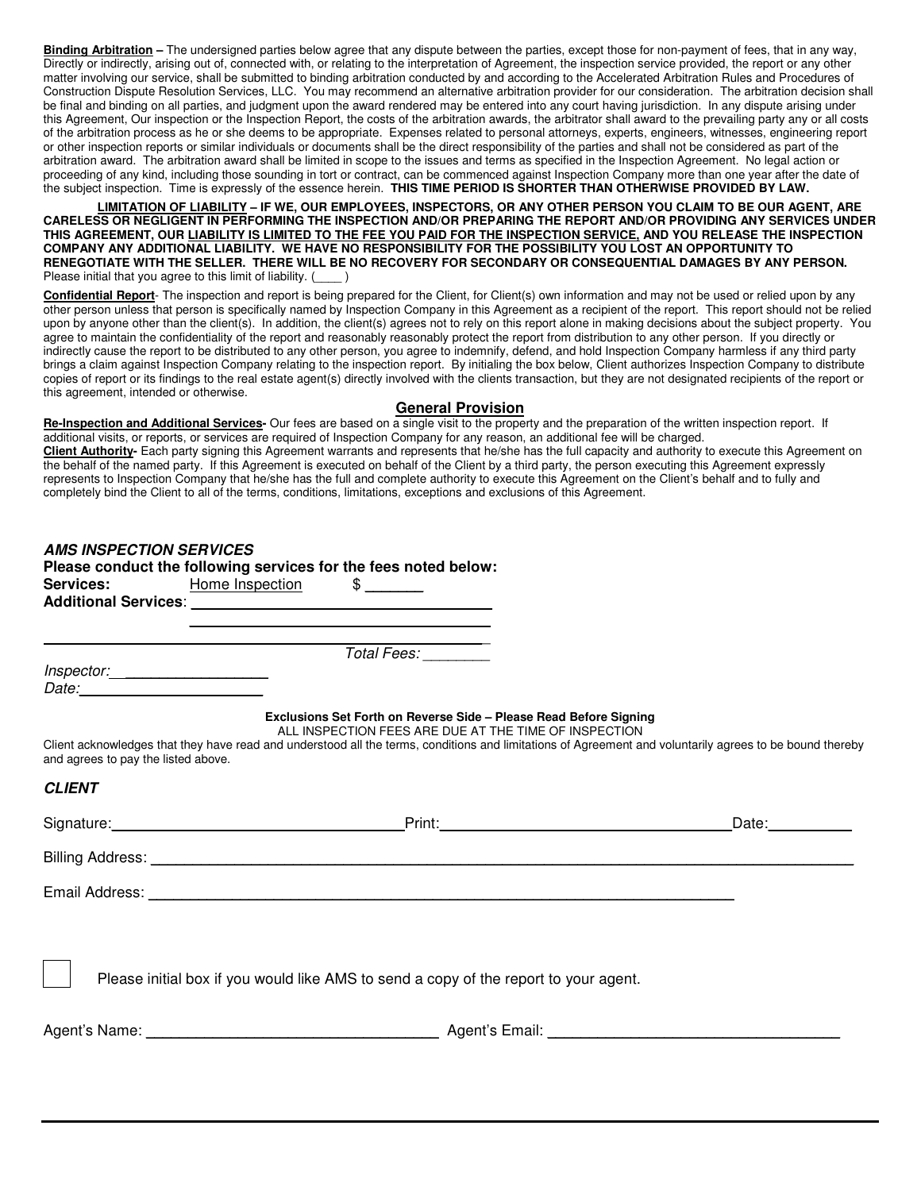**<u>Binding Arbitration</u> –** The undersigned parties below agree that any dispute between the parties, except those for non-payment of fees, that in any way, Directly or indirectly, arising out of, connected with, or relating to the interpretation of Agreement, the inspection service provided, the report or any other matter involving our service, shall be submitted to binding arbitration conducted by and according to the Accelerated Arbitration Rules and Procedures of Construction Dispute Resolution Services, LLC. You may recommend an alternative arbitration provider for our consideration. The arbitration decision shall be final and binding on all parties, and judgment upon the award rendered may be entered into any court having jurisdiction. In any dispute arising under this Agreement, Our inspection or the Inspection Report, the costs of the arbitration awards, the arbitrator shall award to the prevailing party any or all costs of the arbitration process as he or she deems to be appropriate. Expenses related to personal attorneys, experts, engineers, witnesses, engineering report or other inspection reports or similar individuals or documents shall be the direct responsibility of the parties and shall not be considered as part of the arbitration award. The arbitration award shall be limited in scope to the issues and terms as specified in the Inspection Agreement. No legal action or proceeding of any kind, including those sounding in tort or contract, can be commenced against Inspection Company more than one year after the date of the subject inspection. Time is expressly of the essence herein. **THIS TIME PERIOD IS SHORTER THAN OTHERWISE PROVIDED BY LAW.**

**<u>LIMITATION OF LIABILITY</u> – IF WE, OUR EMPLOYEES, INSPECTORS, OR ANY OTHER PERSON YOU CLAIM TO BE OUR AGENT, ARE CARELESS OR NEGLIGENT IN PERFORMING THE INSPECTION AND/OR PREPARING THE REPORT AND/OR PROVIDING ANY SERVICES UNDER THIS AGREEMENT, OUR <u>LIABILITY IS LIMITED TO THE FEE YOU PAID FOR THE INSPECTION SERVICE,</u> AND YOU RELEASE THE INSPECTION COMPANY ANY ADDITIONAL LIABILITY. WE HAVE NO RESPONSIBILITY FOR THE POSSIBILITY YOU LOST AN OPPORTUNITY TO RENEGOTIATE WITH THE SELLER. THERE WILL BE NO RECOVERY FOR SECONDARY OR CONSEQUENTIAL DAMAGES BY ANY PERSON.**
Please initial that you agree to this limit of liability. (____ )

**<u>Confidential Report</u>**- The inspection and report is being prepared for the Client, for Client(s) own information and may not be used or relied upon by any other person unless that person is specifically named by Inspection Company in this Agreement as a recipient of the report. This report should not be relied upon by anyone other than the client(s). In addition, the client(s) agrees not to rely on this report alone in making decisions about the subject property. You agree to maintain the confidentiality of the report and reasonably reasonably protect the report from distribution to any other person. If you directly or indirectly cause the report to be distributed to any other person, you agree to indemnify, defend, and hold Inspection Company harmless if any third party brings a claim against Inspection Company relating to the inspection report. By initialing the box below, Client authorizes Inspection Company to distribute copies of report or its findings to the real estate agent(s) directly involved with the clients transaction, but they are not designated recipients of the report or this agreement, intended or otherwise.

## General Provision

**<u>Re-Inspection and Additional Services</u>-** Our fees are based on a single visit to the property and the preparation of the written inspection report. If additional visits, or reports, or services are required of Inspection Company for any reason, an additional fee will be charged.
**<u>Client Authority</u>-** Each party signing this Agreement warrants and represents that he/she has the full capacity and authority to execute this Agreement on the behalf of the named party. If this Agreement is executed on behalf of the Client by a third party, the person executing this Agreement expressly represents to Inspection Company that he/she has the full and complete authority to execute this Agreement on the Client's behalf and to fully and completely bind the Client to all of the terms, conditions, limitations, exceptions and exclusions of this Agreement.

***AMS INSPECTION SERVICES***

**Please conduct the following services for the fees noted below:**

**Services:** <u>Home Inspection</u> $ _______

**Additional Services**: ____________________________

____________________________

____________________________________________

*Total Fees:* ________

*Inspector:* _________________

*Date:* _____________________

**Exclusions Set Forth on Reverse Side – Please Read Before Signing**

ALL INSPECTION FEES ARE DUE AT THE TIME OF INSPECTION

Client acknowledges that they have read and understood all the terms, conditions and limitations of Agreement and voluntarily agrees to be bound thereby and agrees to pay the listed above.

***CLIENT***

Signature: ________________________________ Print: ________________________________ Date: __________

Billing Address: ____________________________________________________________________________

Email Address: ________________________________________________________________

☐ Please initial box if you would like AMS to send a copy of the report to your agent.

Agent's Name: ________________________________ Agent's Email: ________________________________